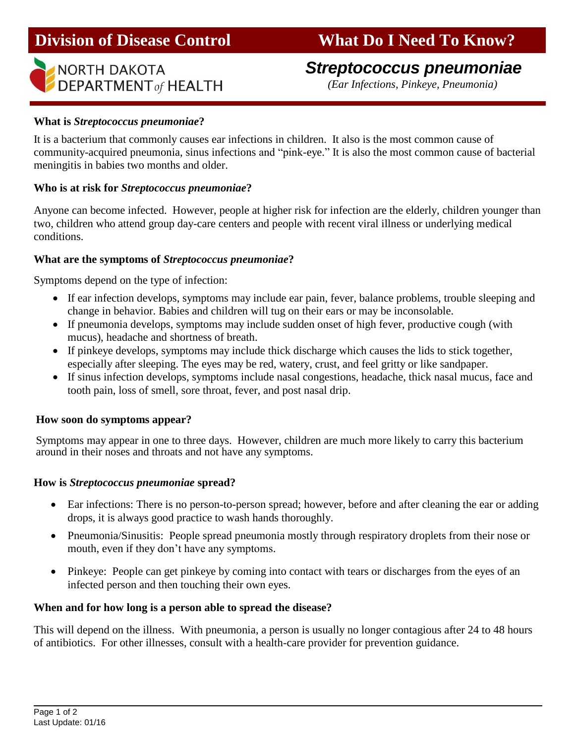# Division of Disease Control — What Do I Need To Know?

NORTH DAKOTA DEPARTMENT *of* HEALTH

## *Streptococcus pneumoniae*

*(Ear Infections, Pinkeye, Pneumonia)*

### What is *Streptococcus pneumoniae*?

It is a bacterium that commonly causes ear infections in children. It also is the most common cause of community-acquired pneumonia, sinus infections and "pink-eye." It is also the most common cause of bacterial meningitis in babies two months and older.

### Who is at risk for *Streptococcus pneumoniae*?

Anyone can become infected. However, people at higher risk for infection are the elderly, children younger than two, children who attend group day-care centers and people with recent viral illness or underlying medical conditions.

### What are the symptoms of *Streptococcus pneumoniae*?

Symptoms depend on the type of infection:

- If ear infection develops, symptoms may include ear pain, fever, balance problems, trouble sleeping and change in behavior. Babies and children will tug on their ears or may be inconsolable.
- If pneumonia develops, symptoms may include sudden onset of high fever, productive cough (with mucus), headache and shortness of breath.
- If pinkeye develops, symptoms may include thick discharge which causes the lids to stick together, especially after sleeping. The eyes may be red, watery, crust, and feel gritty or like sandpaper.
- If sinus infection develops, symptoms include nasal congestions, headache, thick nasal mucus, face and tooth pain, loss of smell, sore throat, fever, and post nasal drip.

### How soon do symptoms appear?

Symptoms may appear in one to three days. However, children are much more likely to carry this bacterium around in their noses and throats and not have any symptoms.

### How is *Streptococcus pneumoniae* spread?

- Ear infections: There is no person-to-person spread; however, before and after cleaning the ear or adding drops, it is always good practice to wash hands thoroughly.
- Pneumonia/Sinusitis: People spread pneumonia mostly through respiratory droplets from their nose or mouth, even if they don't have any symptoms.
- Pinkeye: People can get pinkeye by coming into contact with tears or discharges from the eyes of an infected person and then touching their own eyes.

### When and for how long is a person able to spread the disease?

This will depend on the illness. With pneumonia, a person is usually no longer contagious after 24 to 48 hours of antibiotics. For other illnesses, consult with a health-care provider for prevention guidance.

Last Update: 01/16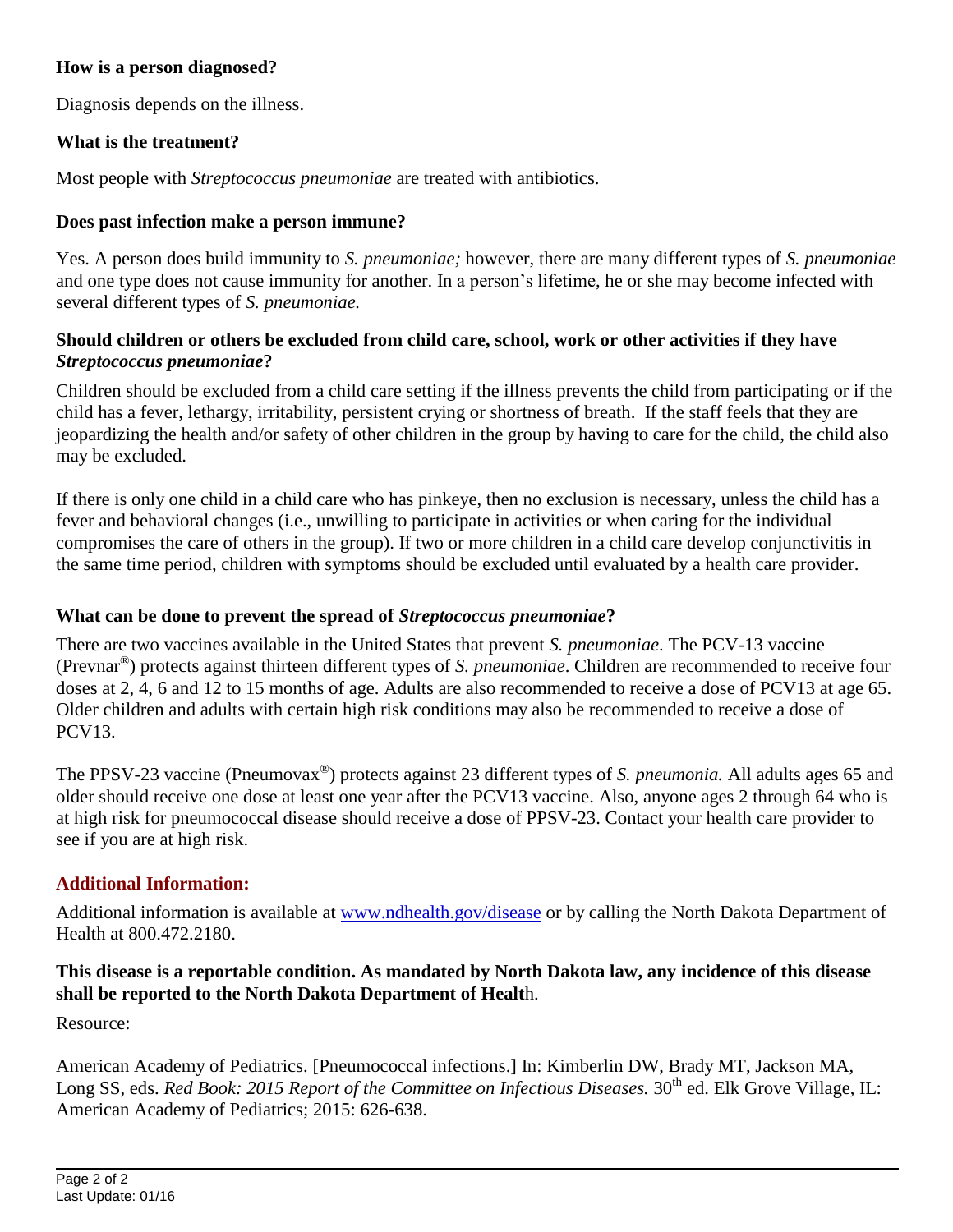**How is a person diagnosed?**

Diagnosis depends on the illness.

**What is the treatment?**

Most people with *Streptococcus pneumoniae* are treated with antibiotics.

**Does past infection make a person immune?**

Yes. A person does build immunity to *S. pneumoniae;* however, there are many different types of *S. pneumoniae* and one type does not cause immunity for another. In a person's lifetime, he or she may become infected with several different types of *S. pneumoniae.*

**Should children or others be excluded from child care, school, work or other activities if they have *Streptococcus pneumoniae*?**

Children should be excluded from a child care setting if the illness prevents the child from participating or if the child has a fever, lethargy, irritability, persistent crying or shortness of breath. If the staff feels that they are jeopardizing the health and/or safety of other children in the group by having to care for the child, the child also may be excluded.

If there is only one child in a child care who has pinkeye, then no exclusion is necessary, unless the child has a fever and behavioral changes (i.e., unwilling to participate in activities or when caring for the individual compromises the care of others in the group). If two or more children in a child care develop conjunctivitis in the same time period, children with symptoms should be excluded until evaluated by a health care provider.

**What can be done to prevent the spread of *Streptococcus pneumoniae*?**

There are two vaccines available in the United States that prevent *S. pneumoniae*. The PCV-13 vaccine (Prevnar®) protects against thirteen different types of *S. pneumoniae*. Children are recommended to receive four doses at 2, 4, 6 and 12 to 15 months of age. Adults are also recommended to receive a dose of PCV13 at age 65. Older children and adults with certain high risk conditions may also be recommended to receive a dose of PCV13.

The PPSV-23 vaccine (Pneumovax®) protects against 23 different types of *S. pneumonia.* All adults ages 65 and older should receive one dose at least one year after the PCV13 vaccine. Also, anyone ages 2 through 64 who is at high risk for pneumococcal disease should receive a dose of PPSV-23. Contact your health care provider to see if you are at high risk.

## Additional Information:

Additional information is available at www.ndhealth.gov/disease or by calling the North Dakota Department of Health at 800.472.2180.

**This disease is a reportable condition. As mandated by North Dakota law, any incidence of this disease shall be reported to the North Dakota Department of Healt**h.

Resource:

American Academy of Pediatrics. [Pneumococcal infections.] In: Kimberlin DW, Brady MT, Jackson MA, Long SS, eds. *Red Book: 2015 Report of the Committee on Infectious Diseases.* 30th ed. Elk Grove Village, IL: American Academy of Pediatrics; 2015: 626-638.

Last Update: 01/16